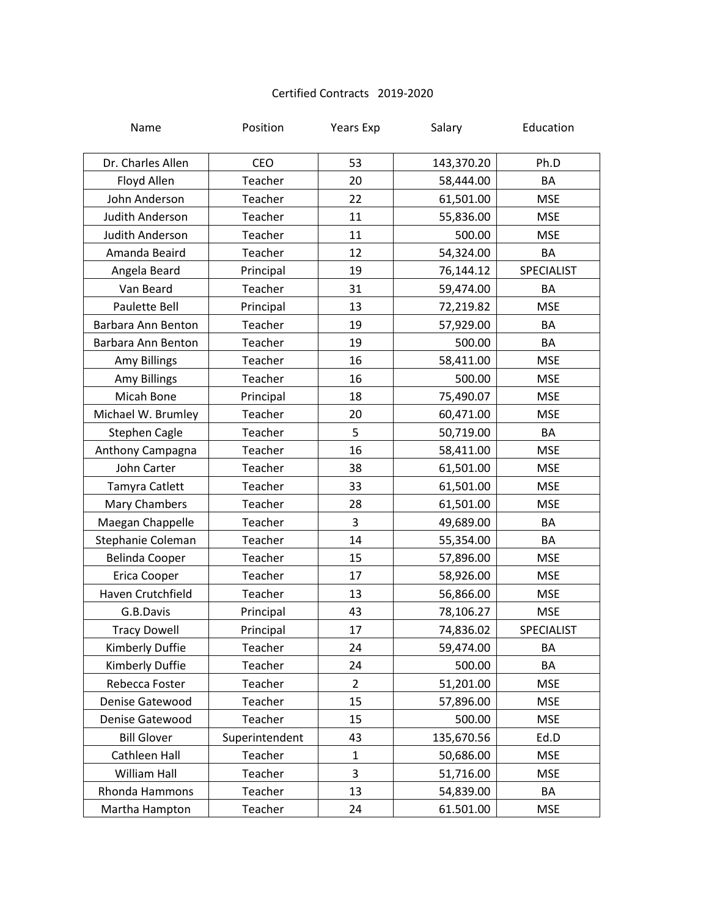# Certified Contracts 2019-2020

| Name | Position | Years Exp | Salary | Education |
|---|---|---|---|---|
| Dr. Charles Allen | CEO | 53 | 143,370.20 | Ph.D |
| Floyd Allen | Teacher | 20 | 58,444.00 | BA |
| John Anderson | Teacher | 22 | 61,501.00 | MSE |
| Judith Anderson | Teacher | 11 | 55,836.00 | MSE |
| Judith Anderson | Teacher | 11 | 500.00 | MSE |
| Amanda Beaird | Teacher | 12 | 54,324.00 | BA |
| Angela Beard | Principal | 19 | 76,144.12 | SPECIALIST |
| Van Beard | Teacher | 31 | 59,474.00 | BA |
| Paulette Bell | Principal | 13 | 72,219.82 | MSE |
| Barbara Ann Benton | Teacher | 19 | 57,929.00 | BA |
| Barbara Ann Benton | Teacher | 19 | 500.00 | BA |
| Amy Billings | Teacher | 16 | 58,411.00 | MSE |
| Amy Billings | Teacher | 16 | 500.00 | MSE |
| Micah Bone | Principal | 18 | 75,490.07 | MSE |
| Michael W. Brumley | Teacher | 20 | 60,471.00 | MSE |
| Stephen Cagle | Teacher | 5 | 50,719.00 | BA |
| Anthony Campagna | Teacher | 16 | 58,411.00 | MSE |
| John Carter | Teacher | 38 | 61,501.00 | MSE |
| Tamyra Catlett | Teacher | 33 | 61,501.00 | MSE |
| Mary Chambers | Teacher | 28 | 61,501.00 | MSE |
| Maegan Chappelle | Teacher | 3 | 49,689.00 | BA |
| Stephanie Coleman | Teacher | 14 | 55,354.00 | BA |
| Belinda Cooper | Teacher | 15 | 57,896.00 | MSE |
| Erica Cooper | Teacher | 17 | 58,926.00 | MSE |
| Haven Crutchfield | Teacher | 13 | 56,866.00 | MSE |
| G.B.Davis | Principal | 43 | 78,106.27 | MSE |
| Tracy Dowell | Principal | 17 | 74,836.02 | SPECIALIST |
| Kimberly Duffie | Teacher | 24 | 59,474.00 | BA |
| Kimberly Duffie | Teacher | 24 | 500.00 | BA |
| Rebecca Foster | Teacher | 2 | 51,201.00 | MSE |
| Denise Gatewood | Teacher | 15 | 57,896.00 | MSE |
| Denise Gatewood | Teacher | 15 | 500.00 | MSE |
| Bill Glover | Superintendent | 43 | 135,670.56 | Ed.D |
| Cathleen Hall | Teacher | 1 | 50,686.00 | MSE |
| William Hall | Teacher | 3 | 51,716.00 | MSE |
| Rhonda Hammons | Teacher | 13 | 54,839.00 | BA |
| Martha Hampton | Teacher | 24 | 61.501.00 | MSE |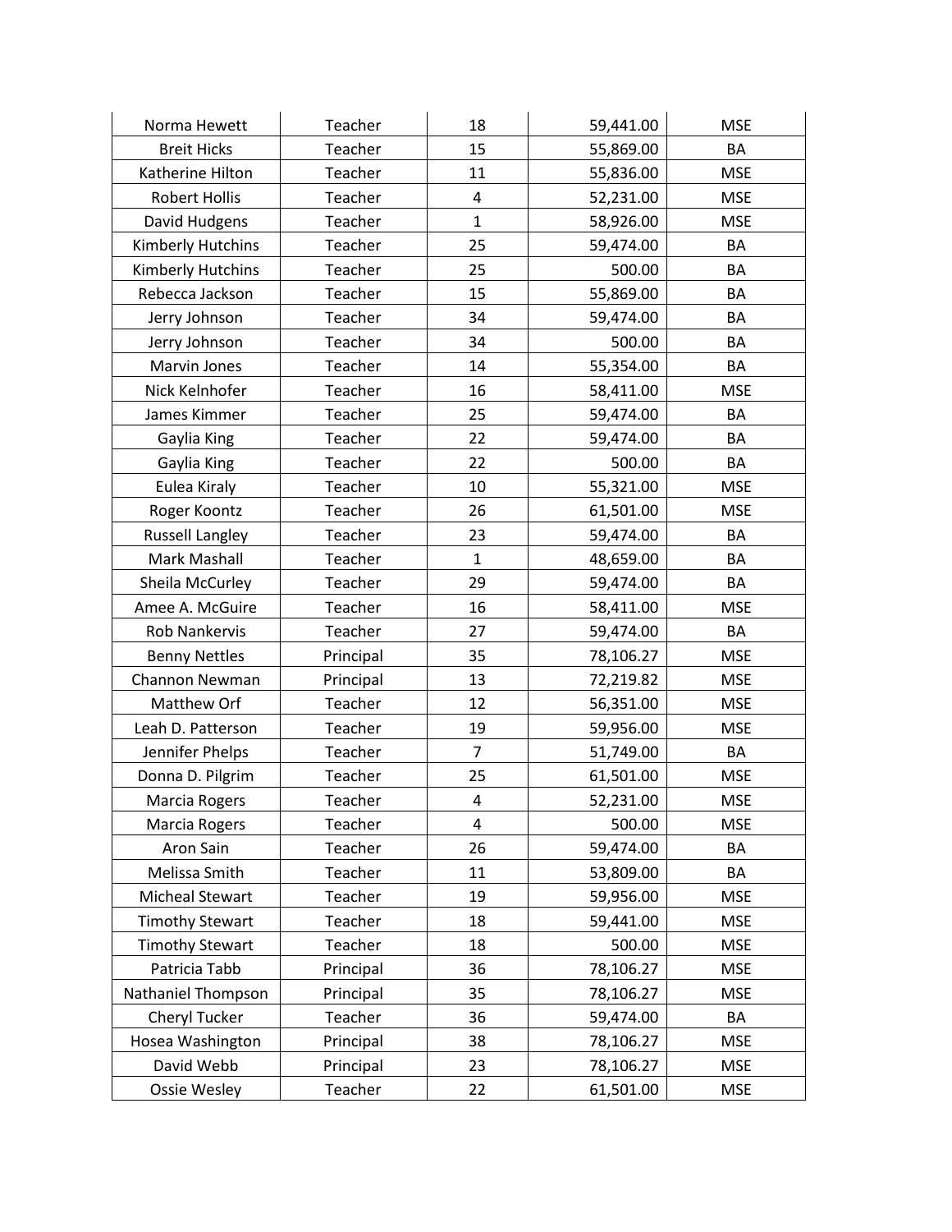| | | | | |
|---|---|---|---|---|
| Norma Hewett | Teacher | 18 | 59,441.00 | MSE |
| Breit Hicks | Teacher | 15 | 55,869.00 | BA |
| Katherine Hilton | Teacher | 11 | 55,836.00 | MSE |
| Robert Hollis | Teacher | 4 | 52,231.00 | MSE |
| David Hudgens | Teacher | 1 | 58,926.00 | MSE |
| Kimberly Hutchins | Teacher | 25 | 59,474.00 | BA |
| Kimberly Hutchins | Teacher | 25 | 500.00 | BA |
| Rebecca Jackson | Teacher | 15 | 55,869.00 | BA |
| Jerry Johnson | Teacher | 34 | 59,474.00 | BA |
| Jerry Johnson | Teacher | 34 | 500.00 | BA |
| Marvin Jones | Teacher | 14 | 55,354.00 | BA |
| Nick Kelnhofer | Teacher | 16 | 58,411.00 | MSE |
| James Kimmer | Teacher | 25 | 59,474.00 | BA |
| Gaylia King | Teacher | 22 | 59,474.00 | BA |
| Gaylia King | Teacher | 22 | 500.00 | BA |
| Eulea Kiraly | Teacher | 10 | 55,321.00 | MSE |
| Roger Koontz | Teacher | 26 | 61,501.00 | MSE |
| Russell Langley | Teacher | 23 | 59,474.00 | BA |
| Mark Mashall | Teacher | 1 | 48,659.00 | BA |
| Sheila McCurley | Teacher | 29 | 59,474.00 | BA |
| Amee A. McGuire | Teacher | 16 | 58,411.00 | MSE |
| Rob Nankervis | Teacher | 27 | 59,474.00 | BA |
| Benny Nettles | Principal | 35 | 78,106.27 | MSE |
| Channon Newman | Principal | 13 | 72,219.82 | MSE |
| Matthew Orf | Teacher | 12 | 56,351.00 | MSE |
| Leah D. Patterson | Teacher | 19 | 59,956.00 | MSE |
| Jennifer Phelps | Teacher | 7 | 51,749.00 | BA |
| Donna D. Pilgrim | Teacher | 25 | 61,501.00 | MSE |
| Marcia Rogers | Teacher | 4 | 52,231.00 | MSE |
| Marcia Rogers | Teacher | 4 | 500.00 | MSE |
| Aron Sain | Teacher | 26 | 59,474.00 | BA |
| Melissa Smith | Teacher | 11 | 53,809.00 | BA |
| Micheal Stewart | Teacher | 19 | 59,956.00 | MSE |
| Timothy Stewart | Teacher | 18 | 59,441.00 | MSE |
| Timothy Stewart | Teacher | 18 | 500.00 | MSE |
| Patricia Tabb | Principal | 36 | 78,106.27 | MSE |
| Nathaniel Thompson | Principal | 35 | 78,106.27 | MSE |
| Cheryl Tucker | Teacher | 36 | 59,474.00 | BA |
| Hosea Washington | Principal | 38 | 78,106.27 | MSE |
| David Webb | Principal | 23 | 78,106.27 | MSE |
| Ossie Wesley | Teacher | 22 | 61,501.00 | MSE |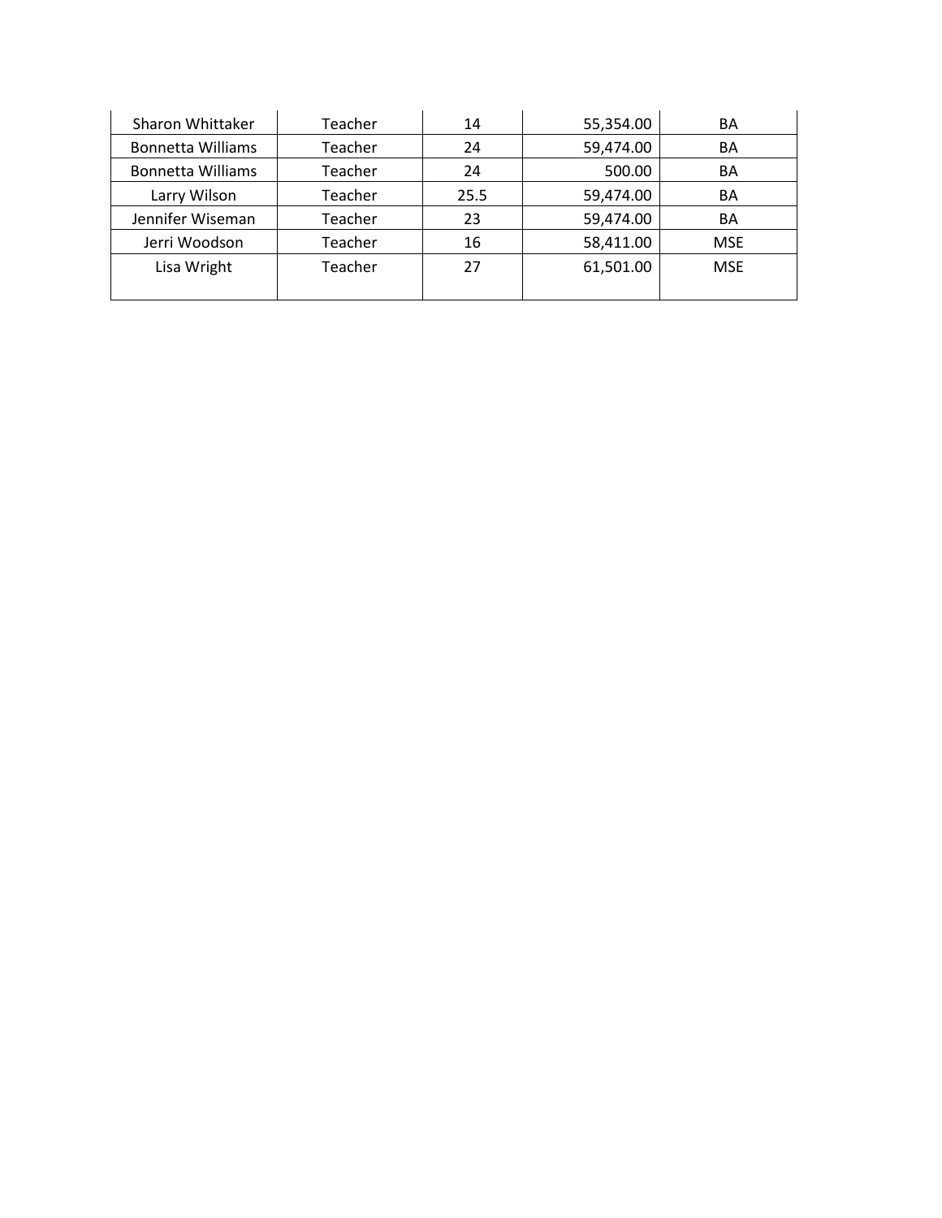| | | | | |
|---|---|---|---|---|
| Sharon Whittaker | Teacher | 14 | 55,354.00 | BA |
| Bonnetta Williams | Teacher | 24 | 59,474.00 | BA |
| Bonnetta Williams | Teacher | 24 | 500.00 | BA |
| Larry Wilson | Teacher | 25.5 | 59,474.00 | BA |
| Jennifer Wiseman | Teacher | 23 | 59,474.00 | BA |
| Jerri Woodson | Teacher | 16 | 58,411.00 | MSE |
| Lisa Wright | Teacher | 27 | 61,501.00 | MSE |